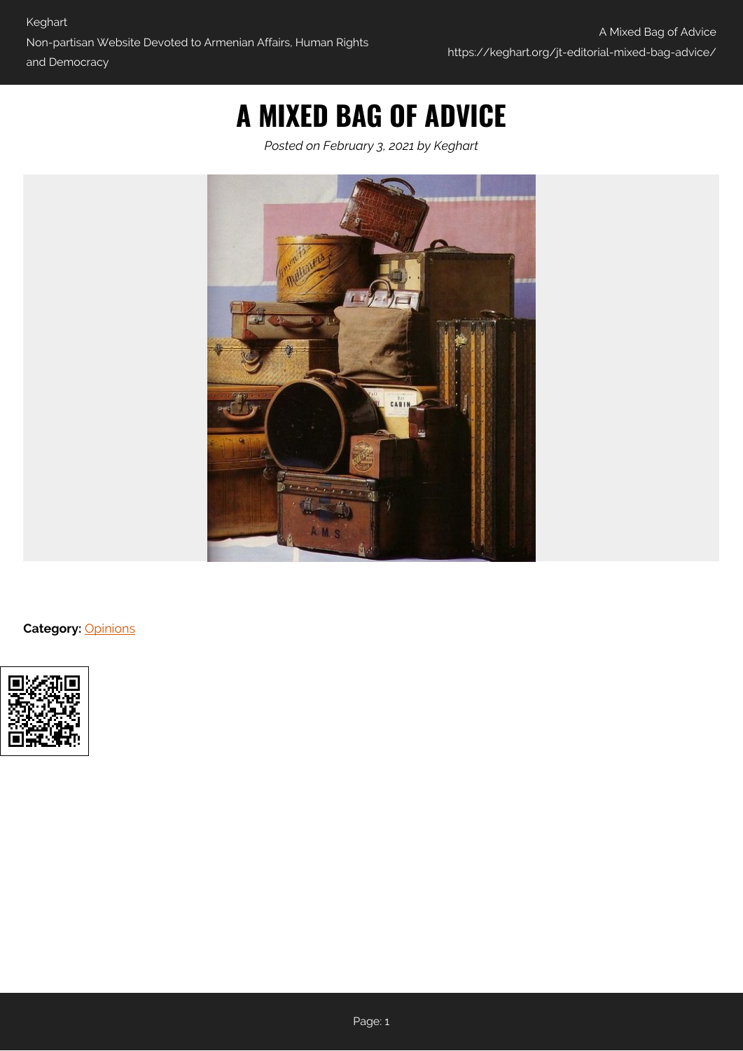# A MIXED BAG OF ADVICE

*Posted on February 3, 2021 by Keghart*

**Category:** Opinions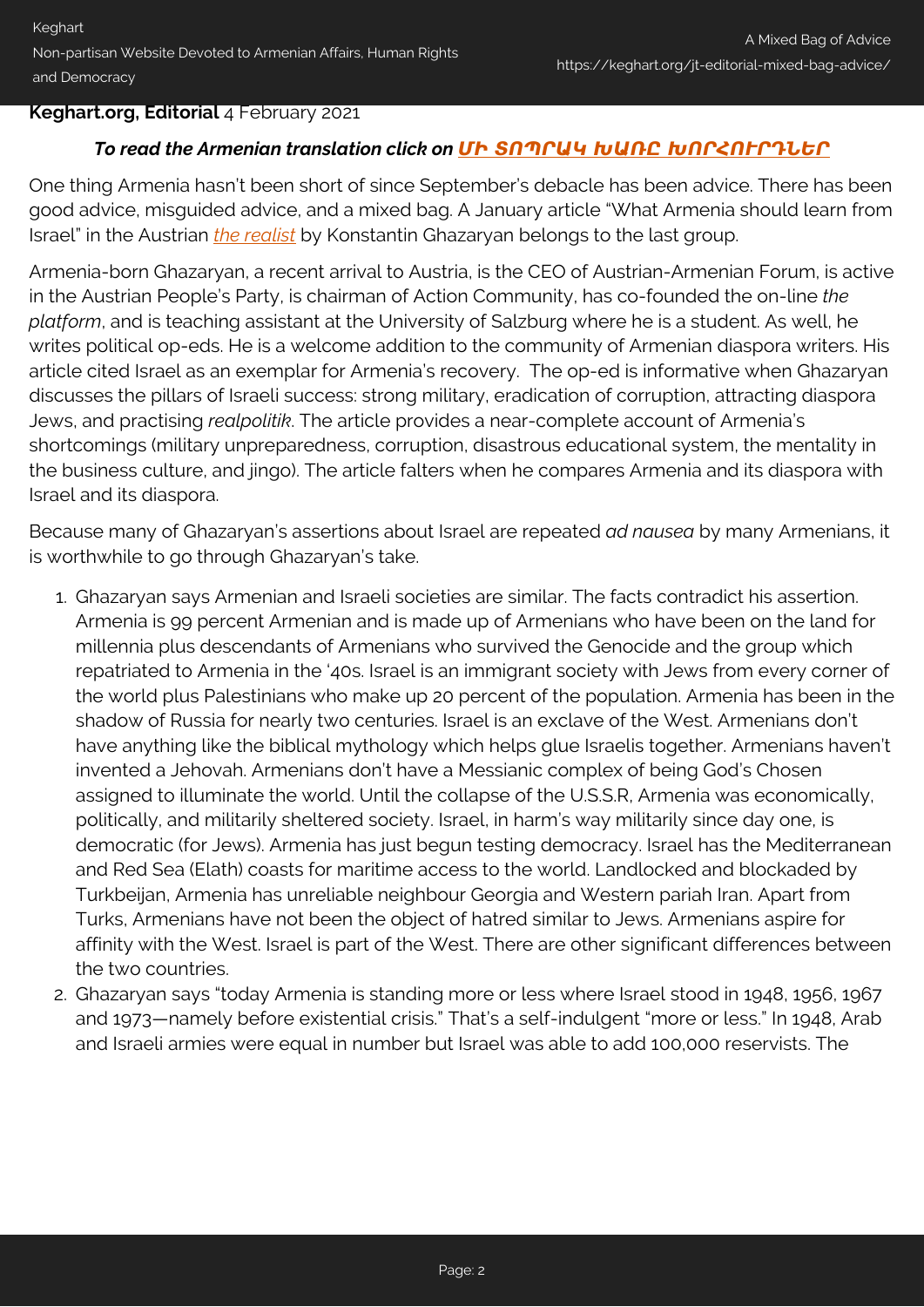**Keghart.org, Editorial** 4 February 2021

***To read the Armenian translation click on [ՄԻ ՏՈՊՐԱԿ ԽԱՌԸ ԽՈՐՀՈՒՐԴՆԵՐ]()***

One thing Armenia hasn't been short of since September's debacle has been advice. There has been good advice, misguided advice, and a mixed bag. A January article "What Armenia should learn from Israel" in the Austrian *[the realist]()* by Konstantin Ghazaryan belongs to the last group.

Armenia-born Ghazaryan, a recent arrival to Austria, is the CEO of Austrian-Armenian Forum, is active in the Austrian People's Party, is chairman of Action Community, has co-founded the on-line *the platform*, and is teaching assistant at the University of Salzburg where he is a student. As well, he writes political op-eds. He is a welcome addition to the community of Armenian diaspora writers. His article cited Israel as an exemplar for Armenia's recovery. The op-ed is informative when Ghazaryan discusses the pillars of Israeli success: strong military, eradication of corruption, attracting diaspora Jews, and practising *realpolitik*. The article provides a near-complete account of Armenia's shortcomings (military unpreparedness, corruption, disastrous educational system, the mentality in the business culture, and jingo). The article falters when he compares Armenia and its diaspora with Israel and its diaspora.

Because many of Ghazaryan's assertions about Israel are repeated *ad nausea* by many Armenians, it is worthwhile to go through Ghazaryan's take.

1. Ghazaryan says Armenian and Israeli societies are similar. The facts contradict his assertion. Armenia is 99 percent Armenian and is made up of Armenians who have been on the land for millennia plus descendants of Armenians who survived the Genocide and the group which repatriated to Armenia in the '40s. Israel is an immigrant society with Jews from every corner of the world plus Palestinians who make up 20 percent of the population. Armenia has been in the shadow of Russia for nearly two centuries. Israel is an exclave of the West. Armenians don't have anything like the biblical mythology which helps glue Israelis together. Armenians haven't invented a Jehovah. Armenians don't have a Messianic complex of being God's Chosen assigned to illuminate the world. Until the collapse of the U.S.S.R, Armenia was economically, politically, and militarily sheltered society. Israel, in harm's way militarily since day one, is democratic (for Jews). Armenia has just begun testing democracy. Israel has the Mediterranean and Red Sea (Elath) coasts for maritime access to the world. Landlocked and blockaded by Turkbeijan, Armenia has unreliable neighbour Georgia and Western pariah Iran. Apart from Turks, Armenians have not been the object of hatred similar to Jews. Armenians aspire for affinity with the West. Israel is part of the West. There are other significant differences between the two countries.
2. Ghazaryan says "today Armenia is standing more or less where Israel stood in 1948, 1956, 1967 and 1973—namely before existential crisis." That's a self-indulgent "more or less." In 1948, Arab and Israeli armies were equal in number but Israel was able to add 100,000 reservists. The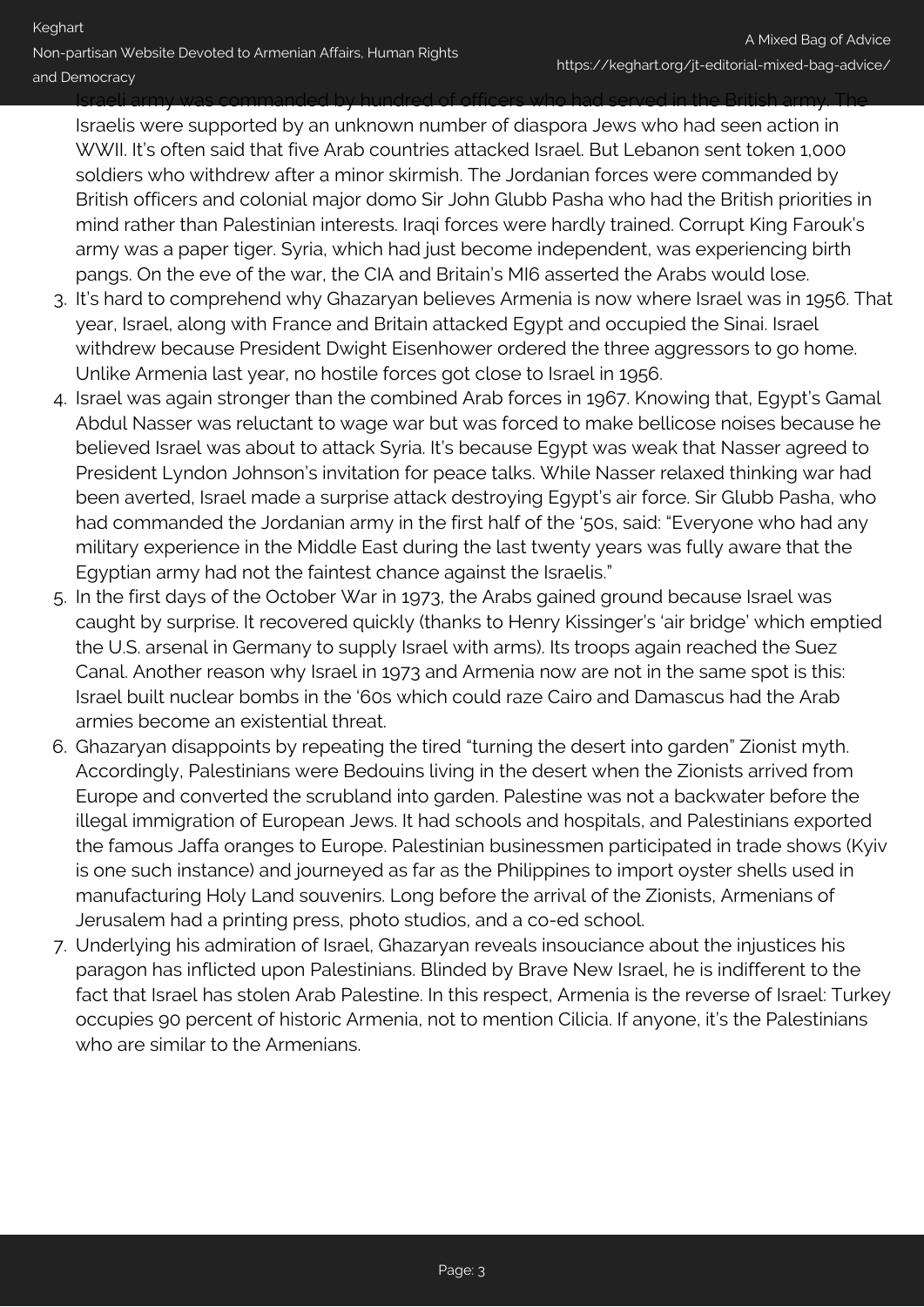Israeli army was commanded by hundred of officers who had served in the British army. The Israelis were supported by an unknown number of diaspora Jews who had seen action in WWII. It's often said that five Arab countries attacked Israel. But Lebanon sent token 1,000 soldiers who withdrew after a minor skirmish. The Jordanian forces were commanded by British officers and colonial major domo Sir John Glubb Pasha who had the British priorities in mind rather than Palestinian interests. Iraqi forces were hardly trained. Corrupt King Farouk's army was a paper tiger. Syria, which had just become independent, was experiencing birth pangs. On the eve of the war, the CIA and Britain's MI6 asserted the Arabs would lose.

3. It's hard to comprehend why Ghazaryan believes Armenia is now where Israel was in 1956. That year, Israel, along with France and Britain attacked Egypt and occupied the Sinai. Israel withdrew because President Dwight Eisenhower ordered the three aggressors to go home. Unlike Armenia last year, no hostile forces got close to Israel in 1956.
4. Israel was again stronger than the combined Arab forces in 1967. Knowing that, Egypt's Gamal Abdul Nasser was reluctant to wage war but was forced to make bellicose noises because he believed Israel was about to attack Syria. It's because Egypt was weak that Nasser agreed to President Lyndon Johnson's invitation for peace talks. While Nasser relaxed thinking war had been averted, Israel made a surprise attack destroying Egypt's air force. Sir Glubb Pasha, who had commanded the Jordanian army in the first half of the '50s, said: "Everyone who had any military experience in the Middle East during the last twenty years was fully aware that the Egyptian army had not the faintest chance against the Israelis."
5. In the first days of the October War in 1973, the Arabs gained ground because Israel was caught by surprise. It recovered quickly (thanks to Henry Kissinger's 'air bridge' which emptied the U.S. arsenal in Germany to supply Israel with arms). Its troops again reached the Suez Canal. Another reason why Israel in 1973 and Armenia now are not in the same spot is this: Israel built nuclear bombs in the '60s which could raze Cairo and Damascus had the Arab armies become an existential threat.
6. Ghazaryan disappoints by repeating the tired "turning the desert into garden" Zionist myth. Accordingly, Palestinians were Bedouins living in the desert when the Zionists arrived from Europe and converted the scrubland into garden. Palestine was not a backwater before the illegal immigration of European Jews. It had schools and hospitals, and Palestinians exported the famous Jaffa oranges to Europe. Palestinian businessmen participated in trade shows (Kyiv is one such instance) and journeyed as far as the Philippines to import oyster shells used in manufacturing Holy Land souvenirs. Long before the arrival of the Zionists, Armenians of Jerusalem had a printing press, photo studios, and a co-ed school.
7. Underlying his admiration of Israel, Ghazaryan reveals insouciance about the injustices his paragon has inflicted upon Palestinians. Blinded by Brave New Israel, he is indifferent to the fact that Israel has stolen Arab Palestine. In this respect, Armenia is the reverse of Israel: Turkey occupies 90 percent of historic Armenia, not to mention Cilicia. If anyone, it's the Palestinians who are similar to the Armenians.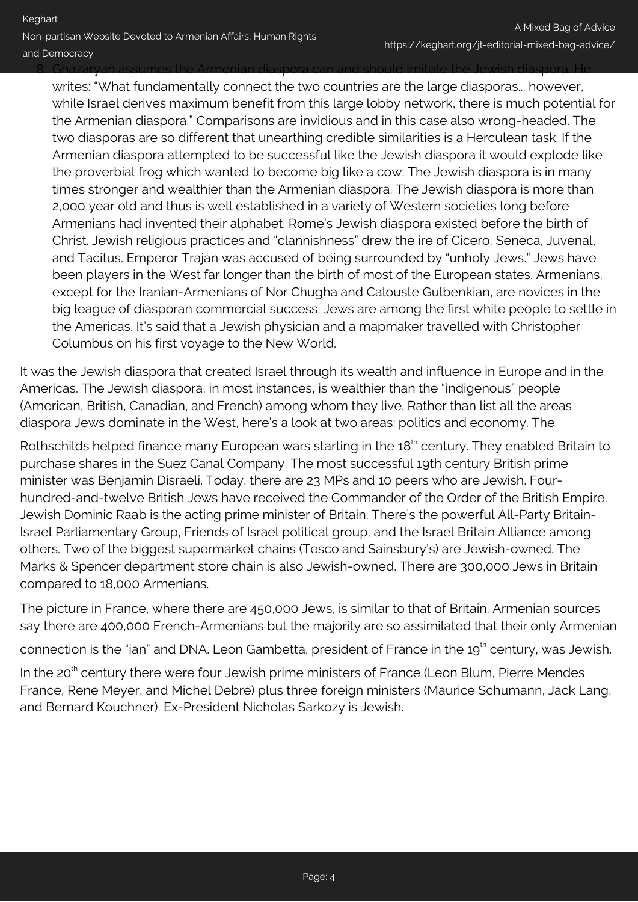8. Ghazaryan assumes the Armenian diaspora can and should imitate the Jewish diaspora. He writes: "What fundamentally connect the two countries are the large diasporas... however, while Israel derives maximum benefit from this large lobby network, there is much potential for the Armenian diaspora." Comparisons are invidious and in this case also wrong-headed. The two diasporas are so different that unearthing credible similarities is a Herculean task. If the Armenian diaspora attempted to be successful like the Jewish diaspora it would explode like the proverbial frog which wanted to become big like a cow. The Jewish diaspora is in many times stronger and wealthier than the Armenian diaspora. The Jewish diaspora is more than 2,000 year old and thus is well established in a variety of Western societies long before Armenians had invented their alphabet. Rome's Jewish diaspora existed before the birth of Christ. Jewish religious practices and "clannishness" drew the ire of Cicero, Seneca, Juvenal, and Tacitus. Emperor Trajan was accused of being surrounded by "unholy Jews." Jews have been players in the West far longer than the birth of most of the European states. Armenians, except for the Iranian-Armenians of Nor Chugha and Calouste Gulbenkian, are novices in the big league of diasporan commercial success. Jews are among the first white people to settle in the Americas. It's said that a Jewish physician and a mapmaker travelled with Christopher Columbus on his first voyage to the New World.

It was the Jewish diaspora that created Israel through its wealth and influence in Europe and in the Americas. The Jewish diaspora, in most instances, is wealthier than the "indigenous" people (American, British, Canadian, and French) among whom they live. Rather than list all the areas diaspora Jews dominate in the West, here's a look at two areas: politics and economy. The Rothschilds helped finance many European wars starting in the 18th century. They enabled Britain to purchase shares in the Suez Canal Company. The most successful 19th century British prime minister was Benjamin Disraeli. Today, there are 23 MPs and 10 peers who are Jewish. Four-hundred-and-twelve British Jews have received the Commander of the Order of the British Empire. Jewish Dominic Raab is the acting prime minister of Britain. There's the powerful All-Party Britain-Israel Parliamentary Group, Friends of Israel political group, and the Israel Britain Alliance among others. Two of the biggest supermarket chains (Tesco and Sainsbury's) are Jewish-owned. The Marks & Spencer department store chain is also Jewish-owned. There are 300,000 Jews in Britain compared to 18,000 Armenians.

The picture in France, where there are 450,000 Jews, is similar to that of Britain. Armenian sources say there are 400,000 French-Armenians but the majority are so assimilated that their only Armenian connection is the "ian" and DNA. Leon Gambetta, president of France in the 19th century, was Jewish.

In the 20th century there were four Jewish prime ministers of France (Leon Blum, Pierre Mendes France, Rene Meyer, and Michel Debre) plus three foreign ministers (Maurice Schumann, Jack Lang, and Bernard Kouchner). Ex-President Nicholas Sarkozy is Jewish.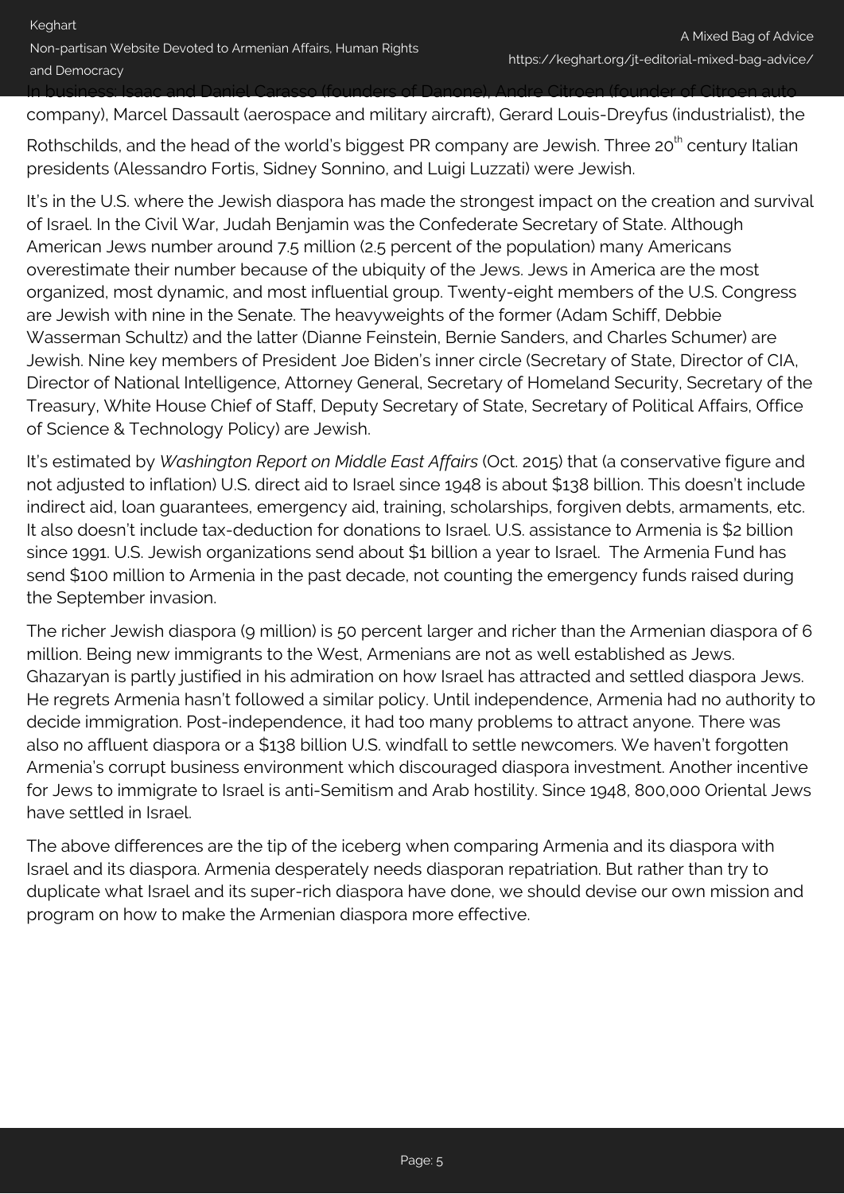In business: Isaac and Daniel Carasso (founders of Danone), Andre Citroen (founder of Citroen auto company), Marcel Dassault (aerospace and military aircraft), Gerard Louis-Dreyfus (industrialist), the Rothschilds, and the head of the world's biggest PR company are Jewish. Three 20th century Italian presidents (Alessandro Fortis, Sidney Sonnino, and Luigi Luzzati) were Jewish.

It's in the U.S. where the Jewish diaspora has made the strongest impact on the creation and survival of Israel. In the Civil War, Judah Benjamin was the Confederate Secretary of State. Although American Jews number around 7.5 million (2.5 percent of the population) many Americans overestimate their number because of the ubiquity of the Jews. Jews in America are the most organized, most dynamic, and most influential group. Twenty-eight members of the U.S. Congress are Jewish with nine in the Senate. The heavyweights of the former (Adam Schiff, Debbie Wasserman Schultz) and the latter (Dianne Feinstein, Bernie Sanders, and Charles Schumer) are Jewish. Nine key members of President Joe Biden's inner circle (Secretary of State, Director of CIA, Director of National Intelligence, Attorney General, Secretary of Homeland Security, Secretary of the Treasury, White House Chief of Staff, Deputy Secretary of State, Secretary of Political Affairs, Office of Science & Technology Policy) are Jewish.

It's estimated by *Washington Report on Middle East Affairs* (Oct. 2015) that (a conservative figure and not adjusted to inflation) U.S. direct aid to Israel since 1948 is about $138 billion. This doesn't include indirect aid, loan guarantees, emergency aid, training, scholarships, forgiven debts, armaments, etc. It also doesn't include tax-deduction for donations to Israel. U.S. assistance to Armenia is $2 billion since 1991. U.S. Jewish organizations send about $1 billion a year to Israel. The Armenia Fund has send $100 million to Armenia in the past decade, not counting the emergency funds raised during the September invasion.

The richer Jewish diaspora (9 million) is 50 percent larger and richer than the Armenian diaspora of 6 million. Being new immigrants to the West, Armenians are not as well established as Jews. Ghazaryan is partly justified in his admiration on how Israel has attracted and settled diaspora Jews. He regrets Armenia hasn't followed a similar policy. Until independence, Armenia had no authority to decide immigration. Post-independence, it had too many problems to attract anyone. There was also no affluent diaspora or a $138 billion U.S. windfall to settle newcomers. We haven't forgotten Armenia's corrupt business environment which discouraged diaspora investment. Another incentive for Jews to immigrate to Israel is anti-Semitism and Arab hostility. Since 1948, 800,000 Oriental Jews have settled in Israel.

The above differences are the tip of the iceberg when comparing Armenia and its diaspora with Israel and its diaspora. Armenia desperately needs diasporan repatriation. But rather than try to duplicate what Israel and its super-rich diaspora have done, we should devise our own mission and program on how to make the Armenian diaspora more effective.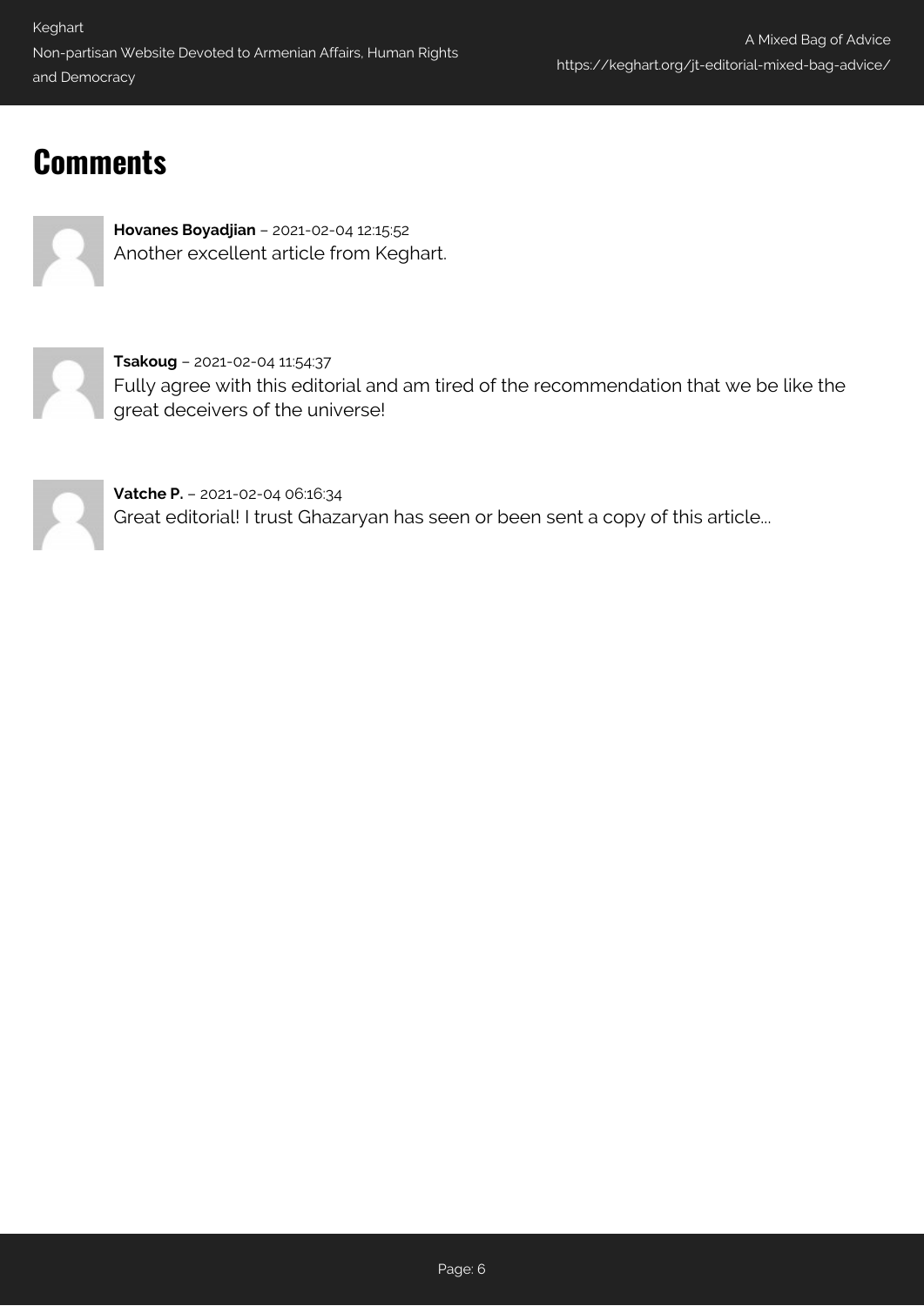## Comments

**Hovanes Boyadjian** – 2021-02-04 12:15:52
Another excellent article from Keghart.

**Tsakoug** – 2021-02-04 11:54:37
Fully agree with this editorial and am tired of the recommendation that we be like the great deceivers of the universe!

**Vatche P.** – 2021-02-04 06:16:34
Great editorial! I trust Ghazaryan has seen or been sent a copy of this article...